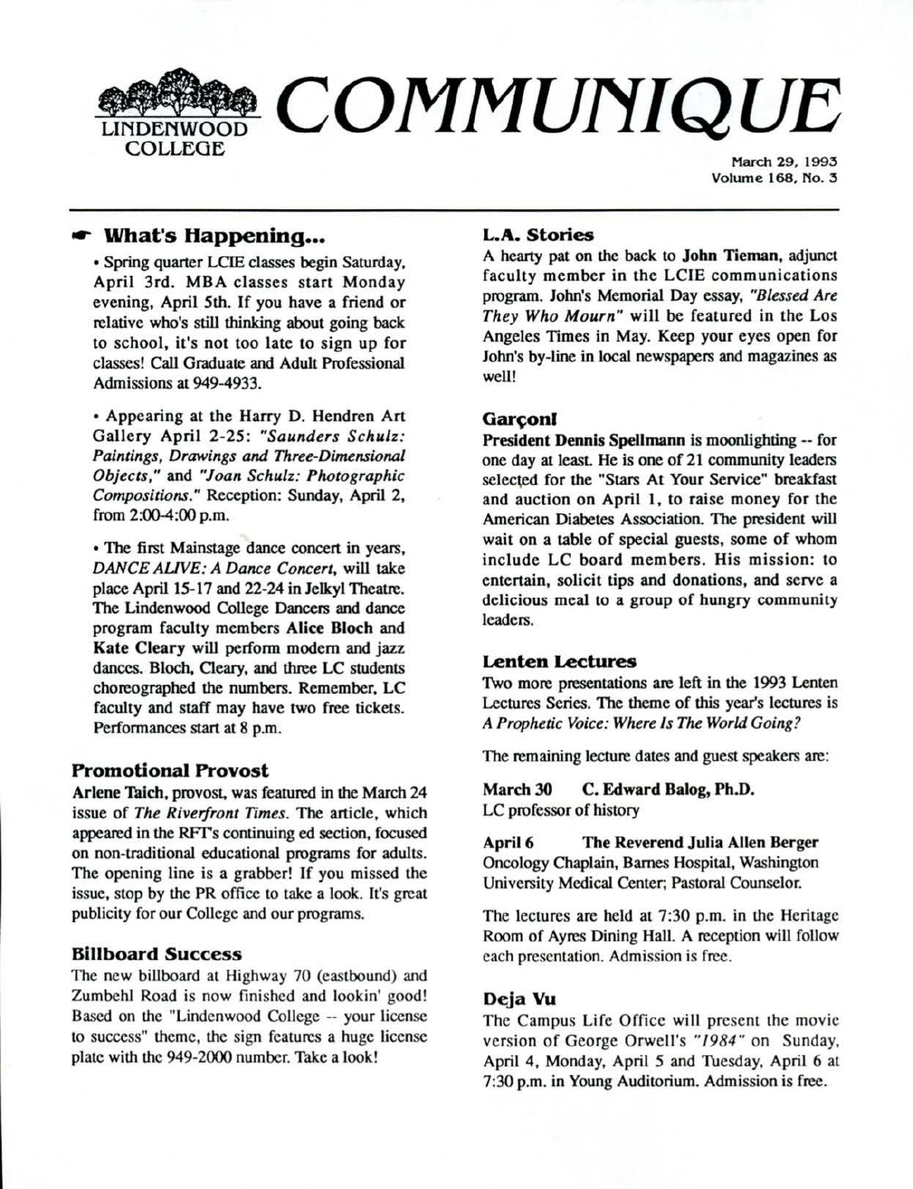# COMMUNIQUE

LINDENWOOD COLLEGE

March 29, 1993
Volume 168, No. 3

## What's Happening...

- Spring quarter LCIE classes begin Saturday, April 3rd. MBA classes start Monday evening, April 5th. If you have a friend or relative who's still thinking about going back to school, it's not too late to sign up for classes! Call Graduate and Adult Professional Admissions at 949-4933.

- Appearing at the Harry D. Hendren Art Gallery April 2-25: *"Saunders Schulz: Paintings, Drawings and Three-Dimensional Objects,"* and *"Joan Schulz: Photographic Compositions."* Reception: Sunday, April 2, from 2:00-4:00 p.m.

- The first Mainstage dance concert in years, *DANCE ALIVE: A Dance Concert*, will take place April 15-17 and 22-24 in Jelkyl Theatre. The Lindenwood College Dancers and dance program faculty members **Alice Bloch** and **Kate Cleary** will perform modern and jazz dances. Bloch, Cleary, and three LC students choreographed the numbers. Remember, LC faculty and staff may have two free tickets. Performances start at 8 p.m.

### Promotional Provost

**Arlene Taich**, provost, was featured in the March 24 issue of *The Riverfront Times*. The article, which appeared in the RFT's continuing ed section, focused on non-traditional educational programs for adults. The opening line is a grabber! If you missed the issue, stop by the PR office to take a look. It's great publicity for our College and our programs.

### Billboard Success

The new billboard at Highway 70 (eastbound) and Zumbehl Road is now finished and lookin' good! Based on the "Lindenwood College -- your license to success" theme, the sign features a huge license plate with the 949-2000 number. Take a look!

### L.A. Stories

A hearty pat on the back to **John Tieman**, adjunct faculty member in the LCIE communications program. John's Memorial Day essay, *"Blessed Are They Who Mourn"* will be featured in the Los Angeles Times in May. Keep your eyes open for John's by-line in local newspapers and magazines as well!

### Garçon!

**President Dennis Spellmann** is moonlighting -- for one day at least. He is one of 21 community leaders selected for the "Stars At Your Service" breakfast and auction on April 1, to raise money for the American Diabetes Association. The president will wait on a table of special guests, some of whom include LC board members. His mission: to entertain, solicit tips and donations, and serve a delicious meal to a group of hungry community leaders.

### Lenten Lectures

Two more presentations are left in the 1993 Lenten Lectures Series. The theme of this year's lectures is *A Prophetic Voice: Where Is The World Going?*

The remaining lecture dates and guest speakers are:

**March 30 C. Edward Balog, Ph.D.**
LC professor of history

**April 6 The Reverend Julia Allen Berger**
Oncology Chaplain, Barnes Hospital, Washington University Medical Center; Pastoral Counselor.

The lectures are held at 7:30 p.m. in the Heritage Room of Ayres Dining Hall. A reception will follow each presentation. Admission is free.

### Deja Vu

The Campus Life Office will present the movie version of George Orwell's *"1984"* on Sunday, April 4, Monday, April 5 and Tuesday, April 6 at 7:30 p.m. in Young Auditorium. Admission is free.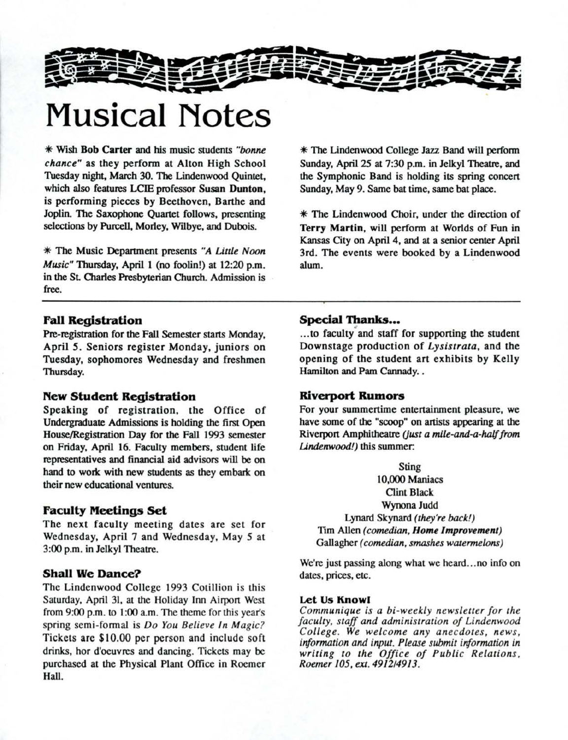# Musical Notes

* Wish **Bob Carter** and his music students *"bonne chance"* as they perform at Alton High School Tuesday night, March 30. The Lindenwood Quintet, which also features LCIE professor **Susan Dunton**, is performing pieces by Beethoven, Barthe and Joplin. The Saxophone Quartet follows, presenting selections by Purcell, Morley, Wilbye, and Dubois.

* The Music Department presents *"A Little Noon Music"* Thursday, April 1 (no foolin!) at 12:20 p.m. in the St. Charles Presbyterian Church. Admission is free.

* The Lindenwood College Jazz Band will perform Sunday, April 25 at 7:30 p.m. in Jelkyl Theatre, and the Symphonic Band is holding its spring concert Sunday, May 9. Same bat time, same bat place.

* The Lindenwood Choir, under the direction of **Terry Martin**, will perform at Worlds of Fun in Kansas City on April 4, and at a senior center April 3rd. The events were booked by a Lindenwood alum.

---

### Fall Registration

Pre-registration for the Fall Semester starts Monday, April 5. Seniors register Monday, juniors on Tuesday, sophomores Wednesday and freshmen Thursday.

### New Student Registration

Speaking of registration, the Office of Undergraduate Admissions is holding the first Open House/Registration Day for the Fall 1993 semester on Friday, April 16. Faculty members, student life representatives and financial aid advisors will be on hand to work with new students as they embark on their new educational ventures.

### Faculty Meetings Set

The next faculty meeting dates are set for Wednesday, April 7 and Wednesday, May 5 at 3:00 p.m. in Jelkyl Theatre.

### Shall We Dance?

The Lindenwood College 1993 Cotillion is this Saturday, April 31, at the Holiday Inn Airport West from 9:00 p.m. to 1:00 a.m. The theme for this year's spring semi-formal is *Do You Believe In Magic?* Tickets are $10.00 per person and include soft drinks, hor d'oeuvres and dancing. Tickets may be purchased at the Physical Plant Office in Roemer Hall.

### Special Thanks...

...to faculty and staff for supporting the student Downstage production of *Lysistrata*, and the opening of the student art exhibits by Kelly Hamilton and Pam Cannady. .

### Riverport Rumors

For your summertime entertainment pleasure, we have some of the "scoop" on artists appearing at the Riverport Amphitheatre *(just a mile-and-a-half from Lindenwood!)* this summer:

Sting
10,000 Maniacs
Clint Black
Wynona Judd
Lynard Skynard *(they're back!)*
Tim Allen *(comedian, **Home Improvement**)*
Gallagher *(comedian, smashes watermelons)*

We're just passing along what we heard...no info on dates, prices, etc.

#### Let Us Know!

*Communique is a bi-weekly newsletter for the faculty, staff and administration of Lindenwood College. We welcome any anecdotes, news, information and input. Please submit information in writing to the Office of Public Relations, Roemer 105, ext. 4912/4913.*